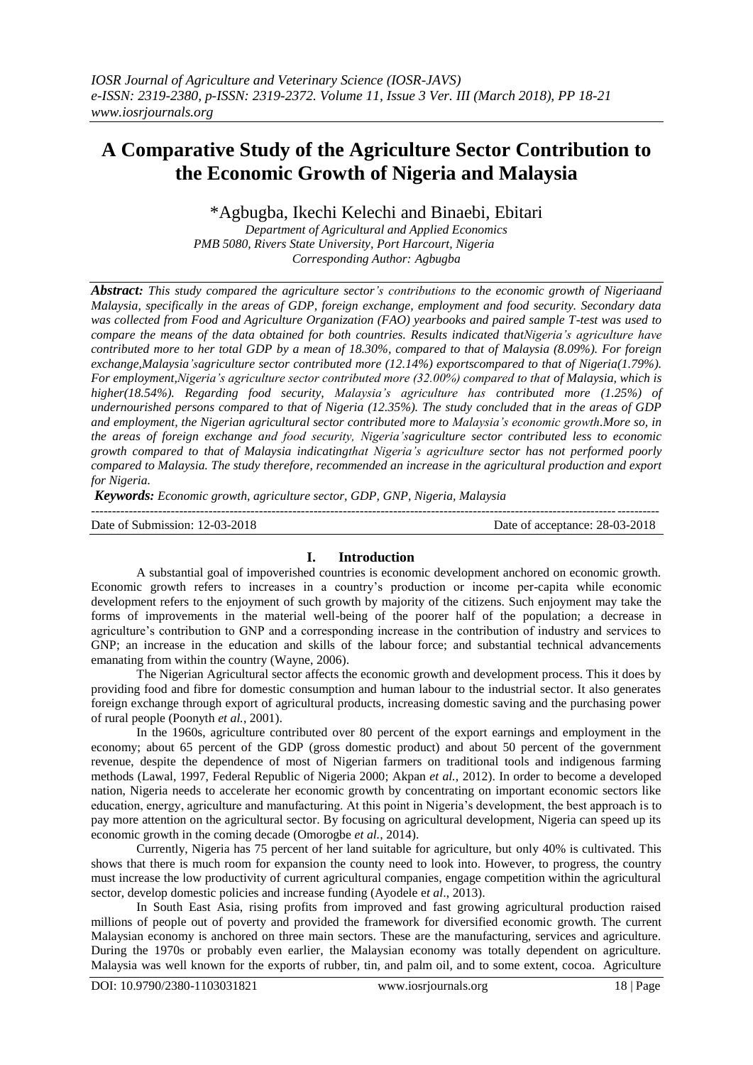# A Comparative Study of the Agriculture Sector Contribution to the Economic Growth of Nigeria and Malaysia

*Agbugba, Ikechi Kelechi and Binaebi, Ebitari

*Department of Agricultural and Applied Economics*
*PMB 5080, Rivers State University, Port Harcourt, Nigeria*
*Corresponding Author: Agbugba*

***Abstract:*** *This study compared the agriculture sector's contributions to the economic growth of Nigeriaand Malaysia, specifically in the areas of GDP, foreign exchange, employment and food security. Secondary data was collected from Food and Agriculture Organization (FAO) yearbooks and paired sample T-test was used to compare the means of the data obtained for both countries. Results indicated thatNigeria's agriculture have contributed more to her total GDP by a mean of 18.30%, compared to that of Malaysia (8.09%). For foreign exchange,Malaysia'sagriculture sector contributed more (12.14%) exportscompared to that of Nigeria(1.79%). For employment,Nigeria's agriculture sector contributed more (32.00%) compared to that of Malaysia, which is higher(18.54%). Regarding food security, Malaysia's agriculture has contributed more (1.25%) of undernourished persons compared to that of Nigeria (12.35%). The study concluded that in the areas of GDP and employment, the Nigerian agricultural sector contributed more to Malaysia's economic growth.More so, in the areas of foreign exchange and food security, Nigeria'sagriculture sector contributed less to economic growth compared to that of Malaysia indicatingthat Nigeria's agriculture sector has not performed poorly compared to Malaysia. The study therefore, recommended an increase in the agricultural production and export for Nigeria.*

***Keywords:*** *Economic growth, agriculture sector, GDP, GNP, Nigeria, Malaysia*

Date of Submission: 12-03-2018 | Date of acceptance: 28-03-2018

## I. Introduction

A substantial goal of impoverished countries is economic development anchored on economic growth. Economic growth refers to increases in a country's production or income per-capita while economic development refers to the enjoyment of such growth by majority of the citizens. Such enjoyment may take the forms of improvements in the material well-being of the poorer half of the population; a decrease in agriculture's contribution to GNP and a corresponding increase in the contribution of industry and services to GNP; an increase in the education and skills of the labour force; and substantial technical advancements emanating from within the country (Wayne, 2006).

The Nigerian Agricultural sector affects the economic growth and development process. This it does by providing food and fibre for domestic consumption and human labour to the industrial sector. It also generates foreign exchange through export of agricultural products, increasing domestic saving and the purchasing power of rural people (Poonyth *et al.*, 2001).

In the 1960s, agriculture contributed over 80 percent of the export earnings and employment in the economy; about 65 percent of the GDP (gross domestic product) and about 50 percent of the government revenue, despite the dependence of most of Nigerian farmers on traditional tools and indigenous farming methods (Lawal, 1997, Federal Republic of Nigeria 2000; Akpan *et al.,* 2012). In order to become a developed nation, Nigeria needs to accelerate her economic growth by concentrating on important economic sectors like education, energy, agriculture and manufacturing. At this point in Nigeria's development, the best approach is to pay more attention on the agricultural sector. By focusing on agricultural development, Nigeria can speed up its economic growth in the coming decade (Omorogbe *et al.,* 2014).

Currently, Nigeria has 75 percent of her land suitable for agriculture, but only 40% is cultivated. This shows that there is much room for expansion the county need to look into. However, to progress, the country must increase the low productivity of current agricultural companies, engage competition within the agricultural sector, develop domestic policies and increase funding (Ayodele e*t al*., 2013).

In South East Asia, rising profits from improved and fast growing agricultural production raised millions of people out of poverty and provided the framework for diversified economic growth. The current Malaysian economy is anchored on three main sectors. These are the manufacturing, services and agriculture. During the 1970s or probably even earlier, the Malaysian economy was totally dependent on agriculture. Malaysia was well known for the exports of rubber, tin, and palm oil, and to some extent, cocoa. Agriculture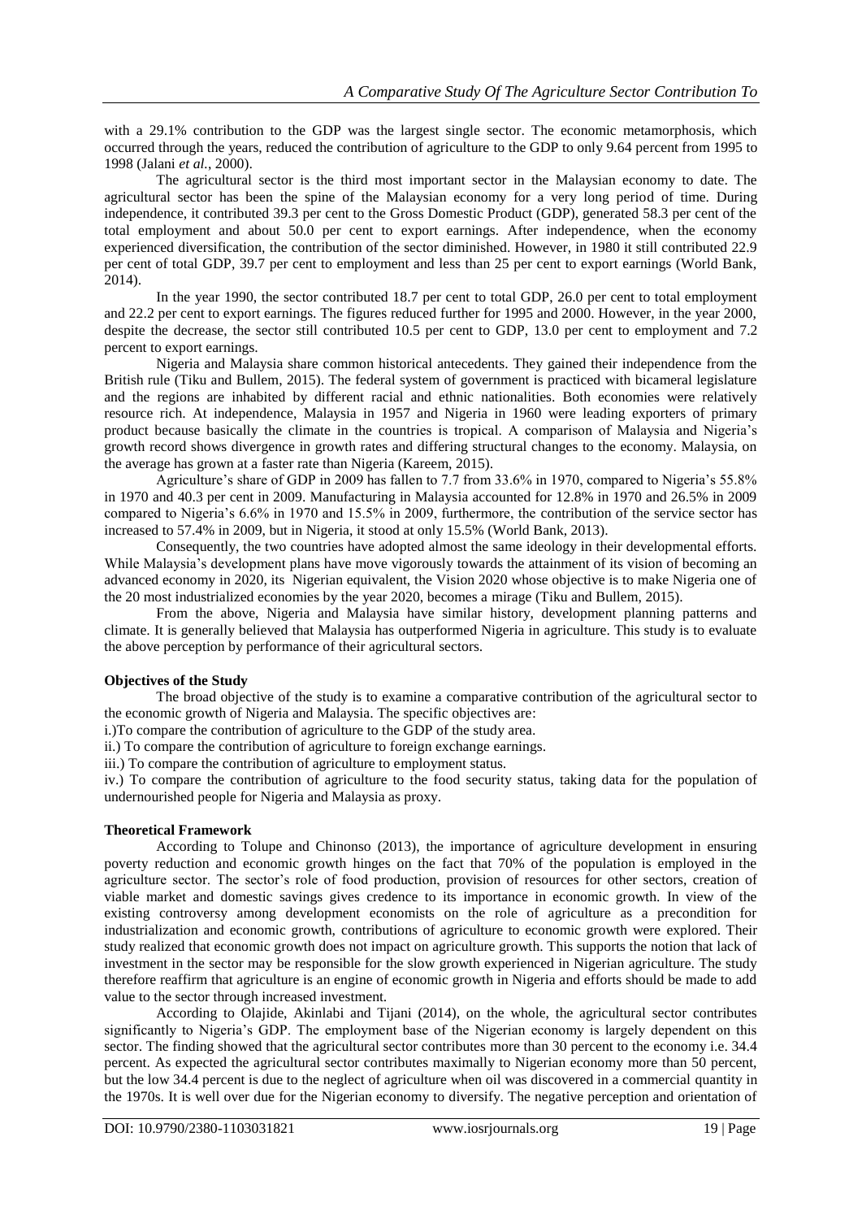with a 29.1% contribution to the GDP was the largest single sector. The economic metamorphosis, which occurred through the years, reduced the contribution of agriculture to the GDP to only 9.64 percent from 1995 to 1998 (Jalani *et al.*, 2000).

The agricultural sector is the third most important sector in the Malaysian economy to date. The agricultural sector has been the spine of the Malaysian economy for a very long period of time. During independence, it contributed 39.3 per cent to the Gross Domestic Product (GDP), generated 58.3 per cent of the total employment and about 50.0 per cent to export earnings. After independence, when the economy experienced diversification, the contribution of the sector diminished. However, in 1980 it still contributed 22.9 per cent of total GDP, 39.7 per cent to employment and less than 25 per cent to export earnings (World Bank, 2014).

In the year 1990, the sector contributed 18.7 per cent to total GDP, 26.0 per cent to total employment and 22.2 per cent to export earnings. The figures reduced further for 1995 and 2000. However, in the year 2000, despite the decrease, the sector still contributed 10.5 per cent to GDP, 13.0 per cent to employment and 7.2 percent to export earnings.

Nigeria and Malaysia share common historical antecedents. They gained their independence from the British rule (Tiku and Bullem, 2015). The federal system of government is practiced with bicameral legislature and the regions are inhabited by different racial and ethnic nationalities. Both economies were relatively resource rich. At independence, Malaysia in 1957 and Nigeria in 1960 were leading exporters of primary product because basically the climate in the countries is tropical. A comparison of Malaysia and Nigeria's growth record shows divergence in growth rates and differing structural changes to the economy. Malaysia, on the average has grown at a faster rate than Nigeria (Kareem, 2015).

Agriculture's share of GDP in 2009 has fallen to 7.7 from 33.6% in 1970, compared to Nigeria's 55.8% in 1970 and 40.3 per cent in 2009. Manufacturing in Malaysia accounted for 12.8% in 1970 and 26.5% in 2009 compared to Nigeria's 6.6% in 1970 and 15.5% in 2009, furthermore, the contribution of the service sector has increased to 57.4% in 2009, but in Nigeria, it stood at only 15.5% (World Bank, 2013).

Consequently, the two countries have adopted almost the same ideology in their developmental efforts. While Malaysia's development plans have move vigorously towards the attainment of its vision of becoming an advanced economy in 2020, its Nigerian equivalent, the Vision 2020 whose objective is to make Nigeria one of the 20 most industrialized economies by the year 2020, becomes a mirage (Tiku and Bullem, 2015).

From the above, Nigeria and Malaysia have similar history, development planning patterns and climate. It is generally believed that Malaysia has outperformed Nigeria in agriculture. This study is to evaluate the above perception by performance of their agricultural sectors.

**Objectives of the Study**

The broad objective of the study is to examine a comparative contribution of the agricultural sector to the economic growth of Nigeria and Malaysia. The specific objectives are:

i.)To compare the contribution of agriculture to the GDP of the study area.

ii.) To compare the contribution of agriculture to foreign exchange earnings.

iii.) To compare the contribution of agriculture to employment status.

iv.) To compare the contribution of agriculture to the food security status, taking data for the population of undernourished people for Nigeria and Malaysia as proxy.

**Theoretical Framework**

According to Tolupe and Chinonso (2013), the importance of agriculture development in ensuring poverty reduction and economic growth hinges on the fact that 70% of the population is employed in the agriculture sector. The sector's role of food production, provision of resources for other sectors, creation of viable market and domestic savings gives credence to its importance in economic growth. In view of the existing controversy among development economists on the role of agriculture as a precondition for industrialization and economic growth, contributions of agriculture to economic growth were explored. Their study realized that economic growth does not impact on agriculture growth. This supports the notion that lack of investment in the sector may be responsible for the slow growth experienced in Nigerian agriculture. The study therefore reaffirm that agriculture is an engine of economic growth in Nigeria and efforts should be made to add value to the sector through increased investment.

According to Olajide, Akinlabi and Tijani (2014), on the whole, the agricultural sector contributes significantly to Nigeria's GDP. The employment base of the Nigerian economy is largely dependent on this sector. The finding showed that the agricultural sector contributes more than 30 percent to the economy i.e. 34.4 percent. As expected the agricultural sector contributes maximally to Nigerian economy more than 50 percent, but the low 34.4 percent is due to the neglect of agriculture when oil was discovered in a commercial quantity in the 1970s. It is well over due for the Nigerian economy to diversify. The negative perception and orientation of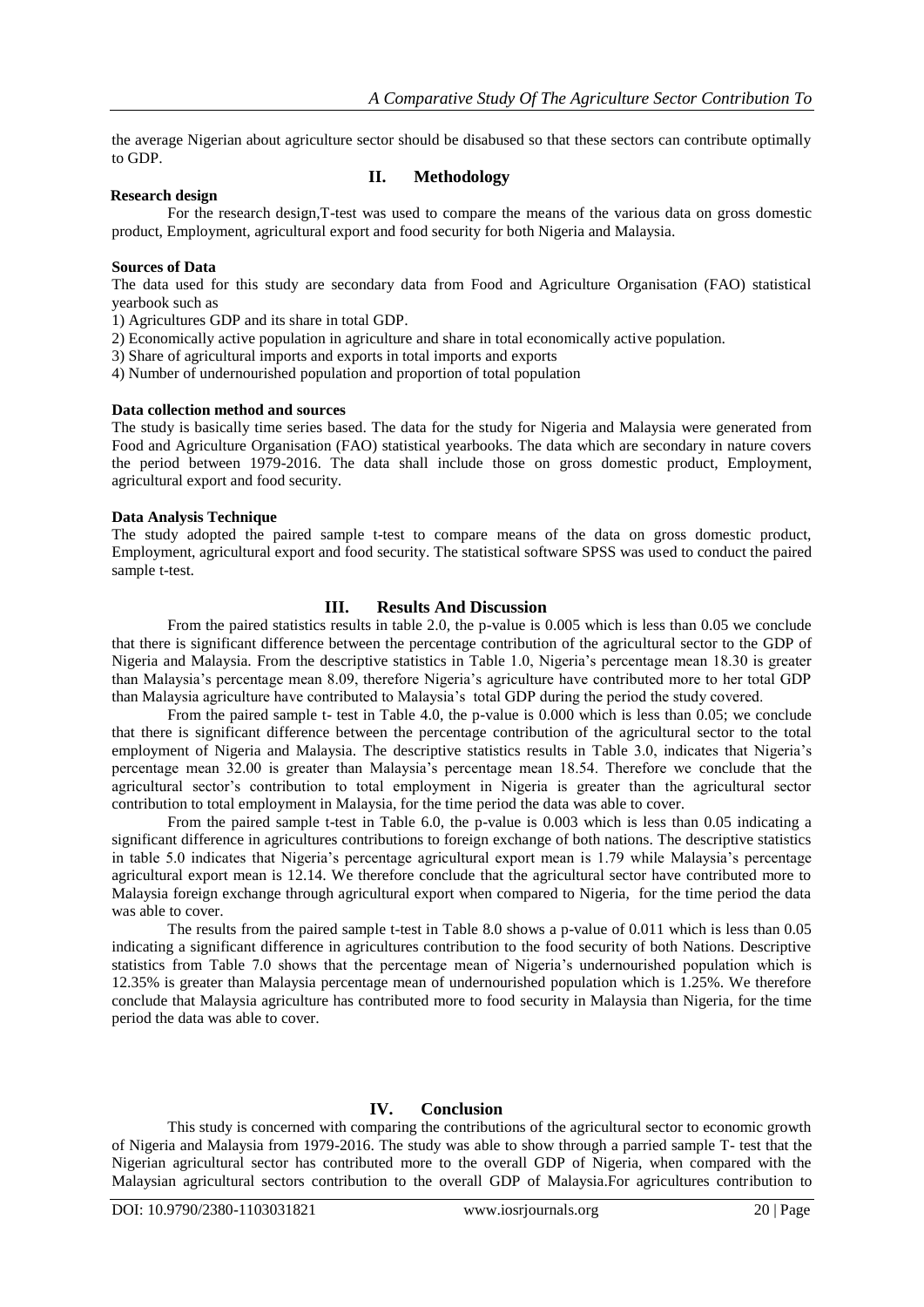the average Nigerian about agriculture sector should be disabused so that these sectors can contribute optimally to GDP.

## II. Methodology

**Research design**

For the research design,T-test was used to compare the means of the various data on gross domestic product, Employment, agricultural export and food security for both Nigeria and Malaysia.

**Sources of Data**

The data used for this study are secondary data from Food and Agriculture Organisation (FAO) statistical yearbook such as

1) Agricultures GDP and its share in total GDP.
2) Economically active population in agriculture and share in total economically active population.
3) Share of agricultural imports and exports in total imports and exports
4) Number of undernourished population and proportion of total population

**Data collection method and sources**

The study is basically time series based. The data for the study for Nigeria and Malaysia were generated from Food and Agriculture Organisation (FAO) statistical yearbooks. The data which are secondary in nature covers the period between 1979-2016. The data shall include those on gross domestic product, Employment, agricultural export and food security.

**Data Analysis Technique**

The study adopted the paired sample t-test to compare means of the data on gross domestic product, Employment, agricultural export and food security. The statistical software SPSS was used to conduct the paired sample t-test.

## III. Results And Discussion

From the paired statistics results in table 2.0, the p-value is 0.005 which is less than 0.05 we conclude that there is significant difference between the percentage contribution of the agricultural sector to the GDP of Nigeria and Malaysia. From the descriptive statistics in Table 1.0, Nigeria's percentage mean 18.30 is greater than Malaysia's percentage mean 8.09, therefore Nigeria's agriculture have contributed more to her total GDP than Malaysia agriculture have contributed to Malaysia's total GDP during the period the study covered.

From the paired sample t- test in Table 4.0, the p-value is 0.000 which is less than 0.05; we conclude that there is significant difference between the percentage contribution of the agricultural sector to the total employment of Nigeria and Malaysia. The descriptive statistics results in Table 3.0, indicates that Nigeria's percentage mean 32.00 is greater than Malaysia's percentage mean 18.54. Therefore we conclude that the agricultural sector's contribution to total employment in Nigeria is greater than the agricultural sector contribution to total employment in Malaysia, for the time period the data was able to cover.

From the paired sample t-test in Table 6.0, the p-value is 0.003 which is less than 0.05 indicating a significant difference in agricultures contributions to foreign exchange of both nations. The descriptive statistics in table 5.0 indicates that Nigeria's percentage agricultural export mean is 1.79 while Malaysia's percentage agricultural export mean is 12.14. We therefore conclude that the agricultural sector have contributed more to Malaysia foreign exchange through agricultural export when compared to Nigeria, for the time period the data was able to cover.

The results from the paired sample t-test in Table 8.0 shows a p-value of 0.011 which is less than 0.05 indicating a significant difference in agricultures contribution to the food security of both Nations. Descriptive statistics from Table 7.0 shows that the percentage mean of Nigeria's undernourished population which is 12.35% is greater than Malaysia percentage mean of undernourished population which is 1.25%. We therefore conclude that Malaysia agriculture has contributed more to food security in Malaysia than Nigeria, for the time period the data was able to cover.

## IV. Conclusion

This study is concerned with comparing the contributions of the agricultural sector to economic growth of Nigeria and Malaysia from 1979-2016. The study was able to show through a parried sample T- test that the Nigerian agricultural sector has contributed more to the overall GDP of Nigeria, when compared with the Malaysian agricultural sectors contribution to the overall GDP of Malaysia.For agricultures contribution to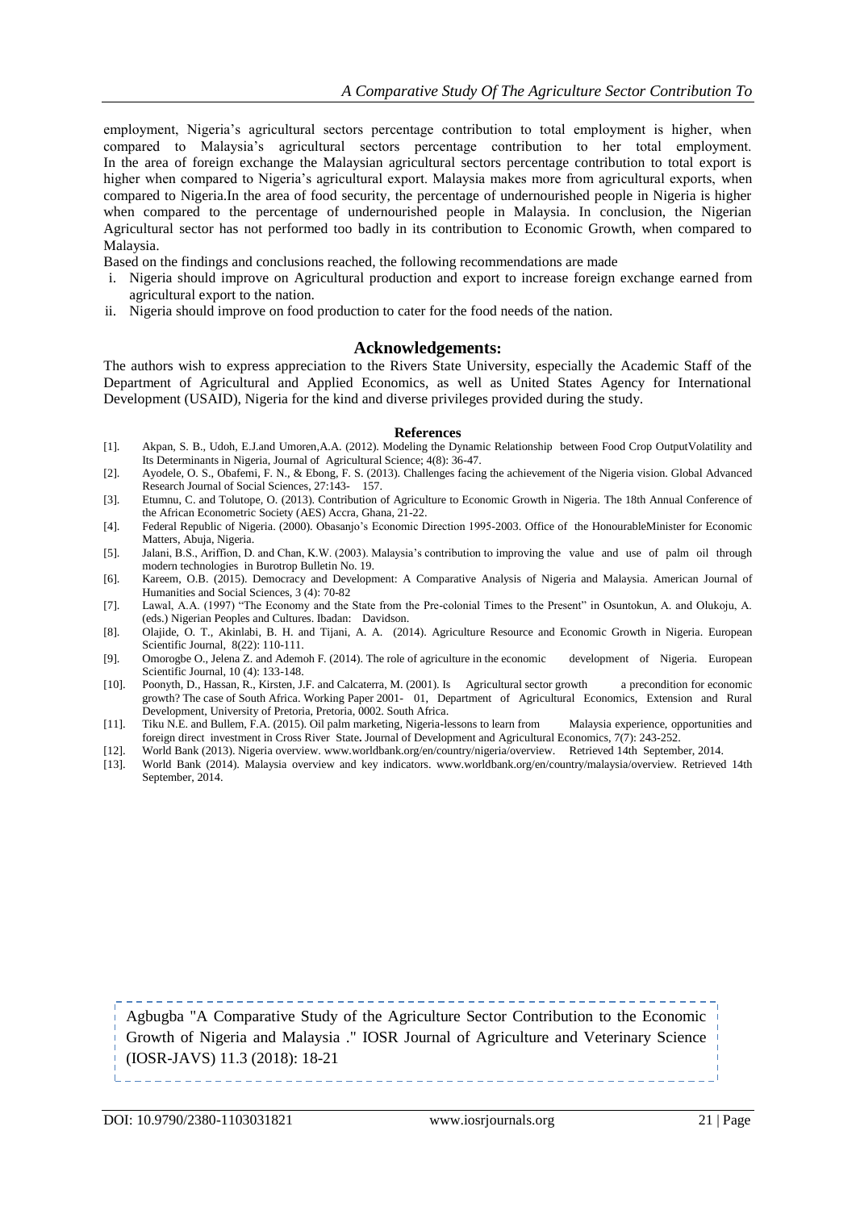employment, Nigeria's agricultural sectors percentage contribution to total employment is higher, when compared to Malaysia's agricultural sectors percentage contribution to her total employment. In the area of foreign exchange the Malaysian agricultural sectors percentage contribution to total export is higher when compared to Nigeria's agricultural export. Malaysia makes more from agricultural exports, when compared to Nigeria.In the area of food security, the percentage of undernourished people in Nigeria is higher when compared to the percentage of undernourished people in Malaysia. In conclusion, the Nigerian Agricultural sector has not performed too badly in its contribution to Economic Growth, when compared to Malaysia.

Based on the findings and conclusions reached, the following recommendations are made

i. Nigeria should improve on Agricultural production and export to increase foreign exchange earned from agricultural export to the nation.
ii. Nigeria should improve on food production to cater for the food needs of the nation.

## Acknowledgements:

The authors wish to express appreciation to the Rivers State University, especially the Academic Staff of the Department of Agricultural and Applied Economics, as well as United States Agency for International Development (USAID), Nigeria for the kind and diverse privileges provided during the study.

### References

[1]. Akpan, S. B., Udoh, E.J.and Umoren,A.A. (2012). Modeling the Dynamic Relationship between Food Crop OutputVolatility and Its Determinants in Nigeria, Journal of Agricultural Science; 4(8): 36-47.

[2]. Ayodele, O. S., Obafemi, F. N., & Ebong, F. S. (2013). Challenges facing the achievement of the Nigeria vision. Global Advanced Research Journal of Social Sciences, 27:143- 157.

[3]. Etumnu, C. and Tolutope, O. (2013). Contribution of Agriculture to Economic Growth in Nigeria. The 18th Annual Conference of the African Econometric Society (AES) Accra, Ghana, 21-22.

[4]. Federal Republic of Nigeria. (2000). Obasanjo's Economic Direction 1995-2003. Office of the HonourableMinister for Economic Matters, Abuja, Nigeria.

[5]. Jalani, B.S., Ariffion, D. and Chan, K.W. (2003). Malaysia's contribution to improving the value and use of palm oil through modern technologies in Burotrop Bulletin No. 19.

[6]. Kareem, O.B. (2015). Democracy and Development: A Comparative Analysis of Nigeria and Malaysia. American Journal of Humanities and Social Sciences, 3 (4): 70-82

[7]. Lawal, A.A. (1997) "The Economy and the State from the Pre-colonial Times to the Present" in Osuntokun, A. and Olukoju, A. (eds.) Nigerian Peoples and Cultures. Ibadan: Davidson.

[8]. Olajide, O. T., Akinlabi, B. H. and Tijani, A. A. (2014). Agriculture Resource and Economic Growth in Nigeria. European Scientific Journal, 8(22): 110-111.

[9]. Omorogbe O., Jelena Z. and Ademoh F. (2014). The role of agriculture in the economic development of Nigeria. European Scientific Journal, 10 (4): 133-148.

[10]. Poonyth, D., Hassan, R., Kirsten, J.F. and Calcaterra, M. (2001). Is Agricultural sector growth a precondition for economic growth? The case of South Africa. Working Paper 2001- 01, Department of Agricultural Economics, Extension and Rural Development, University of Pretoria, Pretoria, 0002. South Africa.

[11]. Tiku N.E. and Bullem, F.A. (2015). Oil palm marketing, Nigeria-lessons to learn from Malaysia experience, opportunities and foreign direct investment in Cross River State**.** Journal of Development and Agricultural Economics, 7(7): 243-252.

[12]. World Bank (2013). Nigeria overview. www.worldbank.org/en/country/nigeria/overview. Retrieved 14th September, 2014.

[13]. World Bank (2014). Malaysia overview and key indicators. www.worldbank.org/en/country/malaysia/overview. Retrieved 14th September, 2014.

Agbugba "A Comparative Study of the Agriculture Sector Contribution to the Economic Growth of Nigeria and Malaysia ." IOSR Journal of Agriculture and Veterinary Science (IOSR-JAVS) 11.3 (2018): 18-21